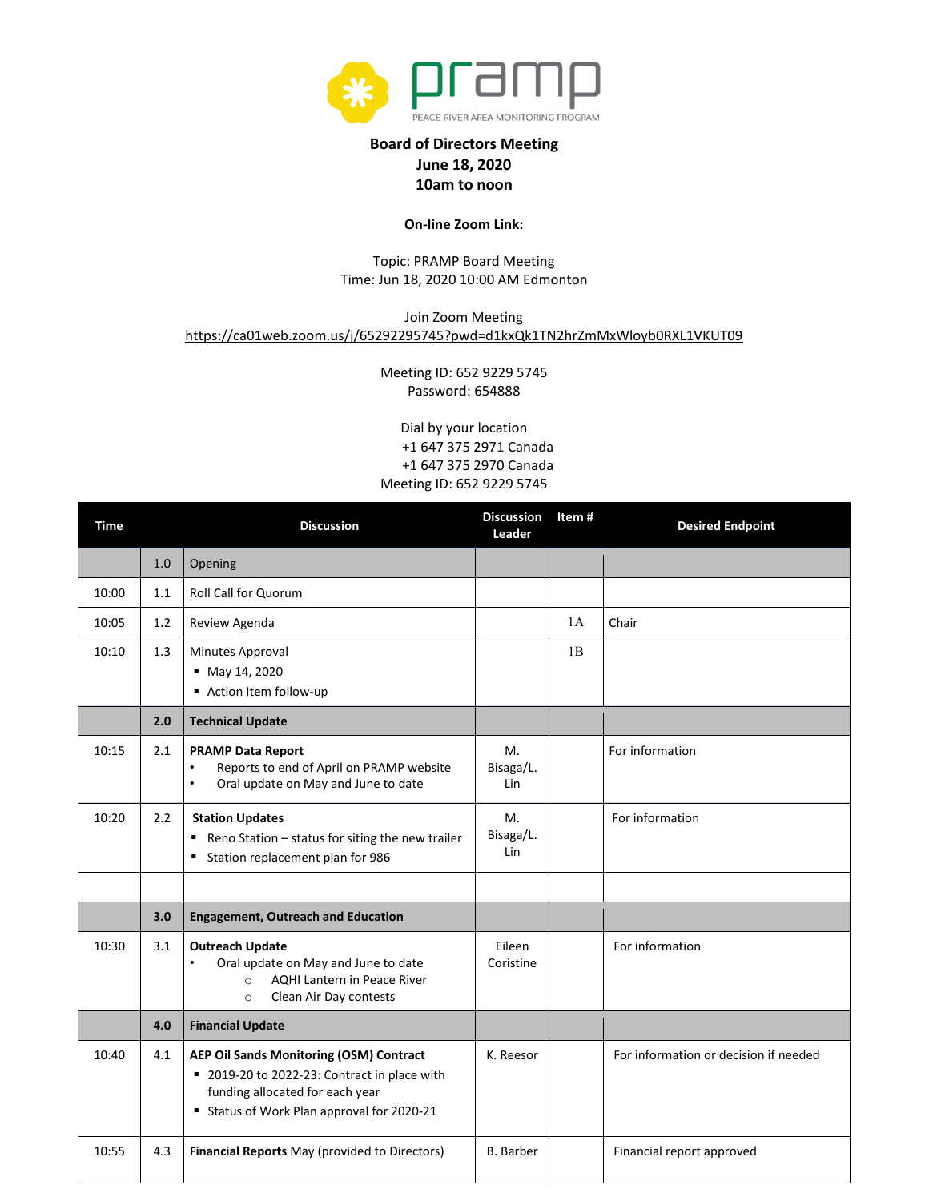pramp

PEACE RIVER AREA MONITORING PROGRAM

**Board of Directors Meeting**
**June 18, 2020**
**10am to noon**

**On-line Zoom Link:**

Topic: PRAMP Board Meeting
Time: Jun 18, 2020 10:00 AM Edmonton

Join Zoom Meeting
https://ca01web.zoom.us/j/65292295745?pwd=d1kxQk1TN2hrZmMxWloyb0RXL1VKUT09

Meeting ID: 652 9229 5745
Password: 654888

Dial by your location
+1 647 375 2971 Canada
+1 647 375 2970 Canada
Meeting ID: 652 9229 5745

| Time | | Discussion | Discussion Leader | Item # | Desired Endpoint |
|---|---|---|---|---|---|
| | 1.0 | Opening | | | |
| 10:00 | 1.1 | Roll Call for Quorum | | | |
| 10:05 | 1.2 | Review Agenda | | 1A | Chair |
| 10:10 | 1.3 | Minutes Approval<br>▪ May 14, 2020<br>▪ Action Item follow-up | | 1B | |
| | **2.0** | **Technical Update** | | | |
| 10:15 | 2.1 | **PRAMP Data Report**<br>• Reports to end of April on PRAMP website<br>• Oral update on May and June to date | M. Bisaga/L. Lin | | For information |
| 10:20 | 2.2 | **Station Updates**<br>▪ Reno Station – status for siting the new trailer<br>▪ Station replacement plan for 986 | M. Bisaga/L. Lin | | For information |
| | | | | | |
| | **3.0** | **Engagement, Outreach and Education** | | | |
| 10:30 | 3.1 | **Outreach Update**<br>• Oral update on May and June to date<br>○ AQHI Lantern in Peace River<br>○ Clean Air Day contests | Eileen Coristine | | For information |
| | **4.0** | **Financial Update** | | | |
| 10:40 | 4.1 | **AEP Oil Sands Monitoring (OSM) Contract**<br>▪ 2019-20 to 2022-23: Contract in place with funding allocated for each year<br>▪ Status of Work Plan approval for 2020-21 | K. Reesor | | For information or decision if needed |
| 10:55 | 4.3 | **Financial Reports** May (provided to Directors) | B. Barber | | Financial report approved |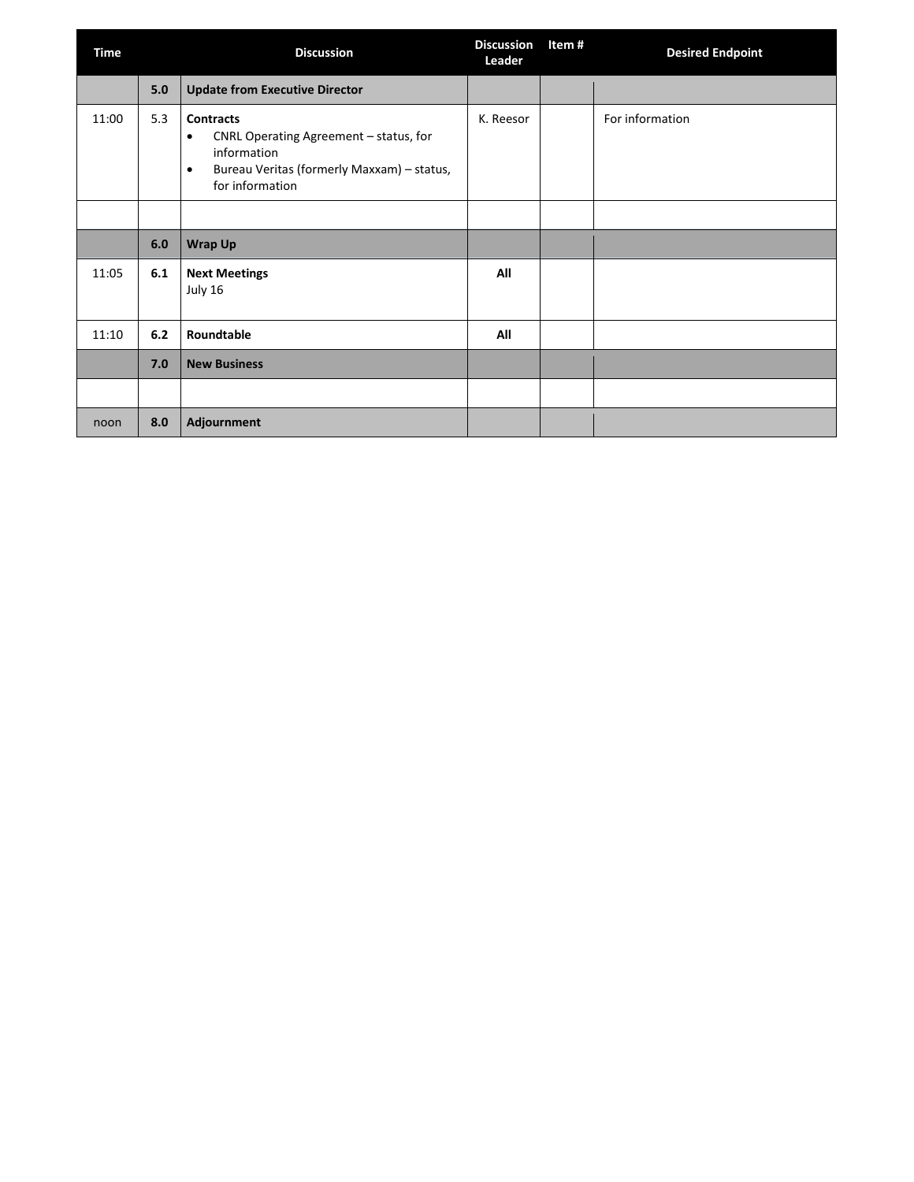| Time | | Discussion | Discussion Leader | Item # | Desired Endpoint |
|---|---|---|---|---|---|
| | **5.0** | **Update from Executive Director** | | | |
| 11:00 | 5.3 | **Contracts**<br>• CNRL Operating Agreement – status, for information<br>• Bureau Veritas (formerly Maxxam) – status, for information | K. Reesor | | For information |
| | | | | | |
| | **6.0** | **Wrap Up** | | | |
| 11:05 | **6.1** | **Next Meetings**<br>July 16 | **All** | | |
| 11:10 | **6.2** | **Roundtable** | **All** | | |
| | **7.0** | **New Business** | | | |
| | | | | | |
| noon | **8.0** | **Adjournment** | | | |